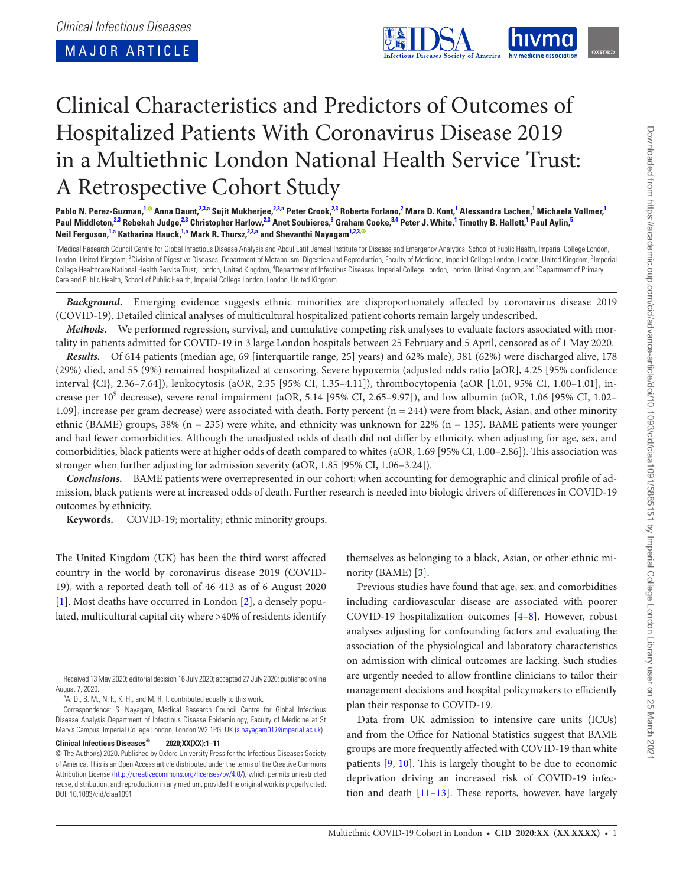Clinical Infectious Diseases

MAJOR ARTICLE

# Clinical Characteristics and Predictors of Outcomes of Hospitalized Patients With Coronavirus Disease 2019 in a Multiethnic London National Health Service Trust: A Retrospective Cohort Study

**Pablo N. Perez-Guzman,[1] Anna Daunt,[2,3,a] Sujit Mukherjee,[2,3,a] Peter Crook,[2,3] Roberta Forlano,[2] Mara D. Kont,[1] Alessandra Løchen,[1] Michaela Vollmer,[1] Paul Middleton,[2,3] Rebekah Judge,[2,3] Christopher Harlow,[2,3] Anet Soubieres,[3] Graham Cooke,[3,4] Peter J. White,[1] Timothy B. Hallett,[1] Paul Aylin,[5] Neil Ferguson,[1,a] Katharina Hauck,[1,a] Mark R. Thursz,[2,3,a] and Shevanthi Nayagam[1,2,3]**

[1]Medical Research Council Centre for Global Infectious Disease Analysis and Abdul Latif Jameel Institute for Disease and Emergency Analytics, School of Public Health, Imperial College London, London, United Kingdom, [2]Division of Digestive Diseases, Department of Metabolism, Digestion and Reproduction, Faculty of Medicine, Imperial College London, London, United Kingdom, [3]Imperial College Healthcare National Health Service Trust, London, United Kingdom, [4]Department of Infectious Diseases, Imperial College London, London, United Kingdom, and [5]Department of Primary Care and Public Health, School of Public Health, Imperial College London, London, United Kingdom

***Background.*** Emerging evidence suggests ethnic minorities are disproportionately affected by coronavirus disease 2019 (COVID-19). Detailed clinical analyses of multicultural hospitalized patient cohorts remain largely undescribed.

***Methods.*** We performed regression, survival, and cumulative competing risk analyses to evaluate factors associated with mortality in patients admitted for COVID-19 in 3 large London hospitals between 25 February and 5 April, censored as of 1 May 2020.

***Results.*** Of 614 patients (median age, 69 [interquartile range, 25] years) and 62% male), 381 (62%) were discharged alive, 178 (29%) died, and 55 (9%) remained hospitalized at censoring. Severe hypoxemia (adjusted odds ratio [aOR], 4.25 [95% confidence interval {CI}, 2.36–7.64]), leukocytosis (aOR, 2.35 [95% CI, 1.35–4.11]), thrombocytopenia (aOR [1.01, 95% CI, 1.00–1.01], increase per $10^9$ decrease), severe renal impairment (aOR, 5.14 [95% CI, 2.65–9.97]), and low albumin (aOR, 1.06 [95% CI, 1.02–1.09], increase per gram decrease) were associated with death. Forty percent (n = 244) were from black, Asian, and other minority ethnic (BAME) groups, 38% (n = 235) were white, and ethnicity was unknown for 22% (n = 135). BAME patients were younger and had fewer comorbidities. Although the unadjusted odds of death did not differ by ethnicity, when adjusting for age, sex, and comorbidities, black patients were at higher odds of death compared to whites (aOR, 1.69 [95% CI, 1.00–2.86]). This association was stronger when further adjusting for admission severity (aOR, 1.85 [95% CI, 1.06–3.24]).

***Conclusions.*** BAME patients were overrepresented in our cohort; when accounting for demographic and clinical profile of admission, black patients were at increased odds of death. Further research is needed into biologic drivers of differences in COVID-19 outcomes by ethnicity.

**Keywords.** COVID-19; mortality; ethnic minority groups.

The United Kingdom (UK) has been the third worst affected country in the world by coronavirus disease 2019 (COVID-19), with a reported death toll of 46 413 as of 6 August 2020 [1]. Most deaths have occurred in London [2], a densely populated, multicultural capital city where >40% of residents identify themselves as belonging to a black, Asian, or other ethnic minority (BAME) [3].

Previous studies have found that age, sex, and comorbidities including cardiovascular disease are associated with poorer COVID-19 hospitalization outcomes [4–8]. However, robust analyses adjusting for confounding factors and evaluating the association of the physiological and laboratory characteristics on admission with clinical outcomes are lacking. Such studies are urgently needed to allow frontline clinicians to tailor their management decisions and hospital policymakers to efficiently plan their response to COVID-19.

Data from UK admission to intensive care units (ICUs) and from the Office for National Statistics suggest that BAME groups are more frequently affected with COVID-19 than white patients [9, 10]. This is largely thought to be due to economic deprivation driving an increased risk of COVID-19 infection and death [11–13]. These reports, however, have largely

Received 13 May 2020; editorial decision 16 July 2020; accepted 27 July 2020; published online August 7, 2020.

[a]A. D., S. M., N. F., K. H., and M. R. T. contributed equally to this work.

Correspondence: S. Nayagam, Medical Research Council Centre for Global Infectious Disease Analysis Department of Infectious Disease Epidemiology, Faculty of Medicine at St Mary's Campus, Imperial College London, London W2 1PG, UK (s.nayagam01@imperial.ac.uk).

**Clinical Infectious Diseases® 2020;XX(XX):1–11**

© The Author(s) 2020. Published by Oxford University Press for the Infectious Diseases Society of America. This is an Open Access article distributed under the terms of the Creative Commons Attribution License (http://creativecommons.org/licenses/by/4.0/), which permits unrestricted reuse, distribution, and reproduction in any medium, provided the original work is properly cited. DOI: 10.1093/cid/ciaa1091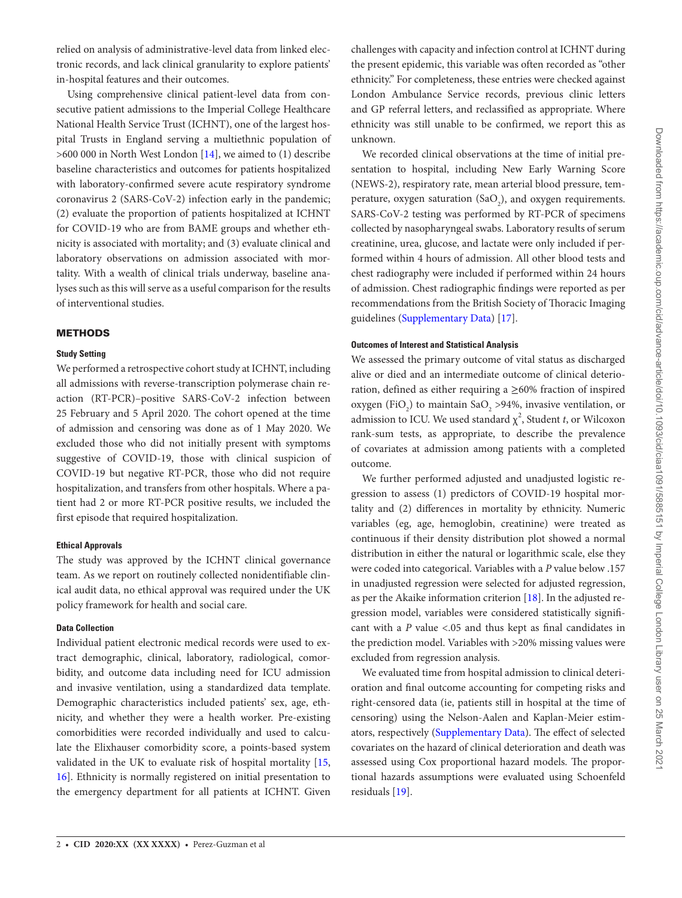relied on analysis of administrative-level data from linked electronic records, and lack clinical granularity to explore patients' in-hospital features and their outcomes.

Using comprehensive clinical patient-level data from consecutive patient admissions to the Imperial College Healthcare National Health Service Trust (ICHNT), one of the largest hospital Trusts in England serving a multiethnic population of >600 000 in North West London [14], we aimed to (1) describe baseline characteristics and outcomes for patients hospitalized with laboratory-confirmed severe acute respiratory syndrome coronavirus 2 (SARS-CoV-2) infection early in the pandemic; (2) evaluate the proportion of patients hospitalized at ICHNT for COVID-19 who are from BAME groups and whether ethnicity is associated with mortality; and (3) evaluate clinical and laboratory observations on admission associated with mortality. With a wealth of clinical trials underway, baseline analyses such as this will serve as a useful comparison for the results of interventional studies.

## METHODS

### Study Setting

We performed a retrospective cohort study at ICHNT, including all admissions with reverse-transcription polymerase chain reaction (RT-PCR)–positive SARS-CoV-2 infection between 25 February and 5 April 2020. The cohort opened at the time of admission and censoring was done as of 1 May 2020. We excluded those who did not initially present with symptoms suggestive of COVID-19, those with clinical suspicion of COVID-19 but negative RT-PCR, those who did not require hospitalization, and transfers from other hospitals. Where a patient had 2 or more RT-PCR positive results, we included the first episode that required hospitalization.

### Ethical Approvals

The study was approved by the ICHNT clinical governance team. As we report on routinely collected nonidentifiable clinical audit data, no ethical approval was required under the UK policy framework for health and social care.

### Data Collection

Individual patient electronic medical records were used to extract demographic, clinical, laboratory, radiological, comorbidity, and outcome data including need for ICU admission and invasive ventilation, using a standardized data template. Demographic characteristics included patients' sex, age, ethnicity, and whether they were a health worker. Pre-existing comorbidities were recorded individually and used to calculate the Elixhauser comorbidity score, a points-based system validated in the UK to evaluate risk of hospital mortality [15, 16]. Ethnicity is normally registered on initial presentation to the emergency department for all patients at ICHNT. Given challenges with capacity and infection control at ICHNT during the present epidemic, this variable was often recorded as "other ethnicity." For completeness, these entries were checked against London Ambulance Service records, previous clinic letters and GP referral letters, and reclassified as appropriate. Where ethnicity was still unable to be confirmed, we report this as unknown.

We recorded clinical observations at the time of initial presentation to hospital, including New Early Warning Score (NEWS-2), respiratory rate, mean arterial blood pressure, temperature, oxygen saturation ($SaO_2$), and oxygen requirements. SARS-CoV-2 testing was performed by RT-PCR of specimens collected by nasopharyngeal swabs. Laboratory results of serum creatinine, urea, glucose, and lactate were only included if performed within 4 hours of admission. All other blood tests and chest radiography were included if performed within 24 hours of admission. Chest radiographic findings were reported as per recommendations from the British Society of Thoracic Imaging guidelines (Supplementary Data) [17].

### Outcomes of Interest and Statistical Analysis

We assessed the primary outcome of vital status as discharged alive or died and an intermediate outcome of clinical deterioration, defined as either requiring a ≥60% fraction of inspired oxygen ($FiO_2$) to maintain $SaO_2$ >94%, invasive ventilation, or admission to ICU. We used standard $\chi^2$, Student *t*, or Wilcoxon rank-sum tests, as appropriate, to describe the prevalence of covariates at admission among patients with a completed outcome.

We further performed adjusted and unadjusted logistic regression to assess (1) predictors of COVID-19 hospital mortality and (2) differences in mortality by ethnicity. Numeric variables (eg, age, hemoglobin, creatinine) were treated as continuous if their density distribution plot showed a normal distribution in either the natural or logarithmic scale, else they were coded into categorical. Variables with a *P* value below .157 in unadjusted regression were selected for adjusted regression, as per the Akaike information criterion [18]. In the adjusted regression model, variables were considered statistically significant with a *P* value <.05 and thus kept as final candidates in the prediction model. Variables with >20% missing values were excluded from regression analysis.

We evaluated time from hospital admission to clinical deterioration and final outcome accounting for competing risks and right-censored data (ie, patients still in hospital at the time of censoring) using the Nelson-Aalen and Kaplan-Meier estimators, respectively (Supplementary Data). The effect of selected covariates on the hazard of clinical deterioration and death was assessed using Cox proportional hazard models. The proportional hazards assumptions were evaluated using Schoenfeld residuals [19].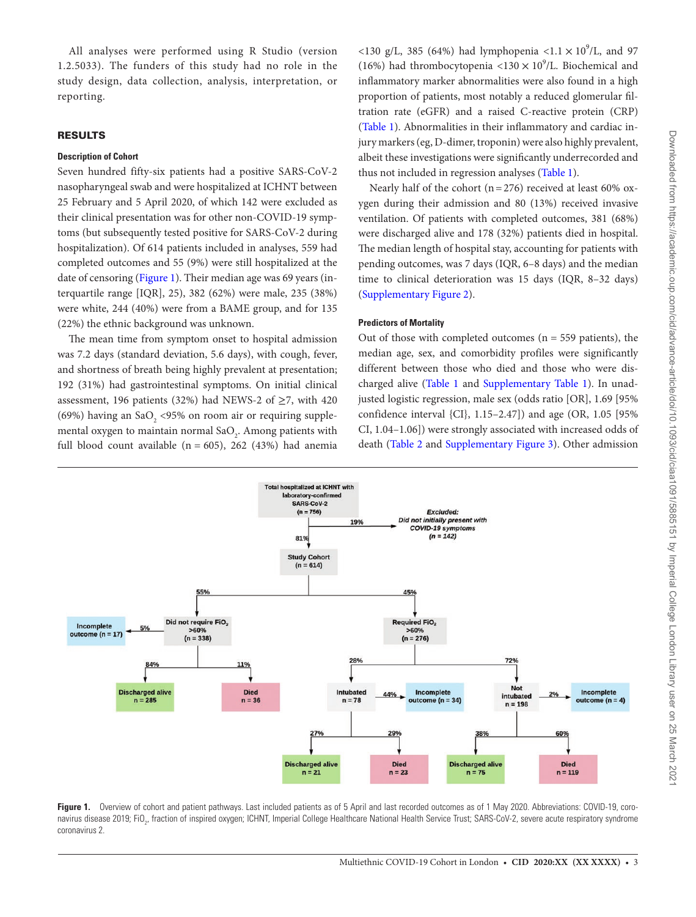All analyses were performed using R Studio (version 1.2.5033). The funders of this study had no role in the study design, data collection, analysis, interpretation, or reporting.

## RESULTS

### Description of Cohort

Seven hundred fifty-six patients had a positive SARS-CoV-2 nasopharyngeal swab and were hospitalized at ICHNT between 25 February and 5 April 2020, of which 142 were excluded as their clinical presentation was for other non-COVID-19 symptoms (but subsequently tested positive for SARS-CoV-2 during hospitalization). Of 614 patients included in analyses, 559 had completed outcomes and 55 (9%) were still hospitalized at the date of censoring (Figure 1). Their median age was 69 years (interquartile range [IQR], 25), 382 (62%) were male, 235 (38%) were white, 244 (40%) were from a BAME group, and for 135 (22%) the ethnic background was unknown.

The mean time from symptom onset to hospital admission was 7.2 days (standard deviation, 5.6 days), with cough, fever, and shortness of breath being highly prevalent at presentation; 192 (31%) had gastrointestinal symptoms. On initial clinical assessment, 196 patients (32%) had NEWS-2 of ≥7, with 420 (69%) having an $SaO_2$ <95% on room air or requiring supplemental oxygen to maintain normal $SaO_2$. Among patients with full blood count available (n = 605), 262 (43%) had anemia <130 g/L, 385 (64%) had lymphopenia $<1.1 \times 10^9$/L, and 97 (16%) had thrombocytopenia $<130 \times 10^9$/L. Biochemical and inflammatory marker abnormalities were also found in a high proportion of patients, most notably a reduced glomerular filtration rate (eGFR) and a raised C-reactive protein (CRP) (Table 1). Abnormalities in their inflammatory and cardiac injury markers (eg, D-dimer, troponin) were also highly prevalent, albeit these investigations were significantly underrecorded and thus not included in regression analyses (Table 1).

Nearly half of the cohort (n = 276) received at least 60% oxygen during their admission and 80 (13%) received invasive ventilation. Of patients with completed outcomes, 381 (68%) were discharged alive and 178 (32%) patients died in hospital. The median length of hospital stay, accounting for patients with pending outcomes, was 7 days (IQR, 6–8 days) and the median time to clinical deterioration was 15 days (IQR, 8–32 days) (Supplementary Figure 2).

### Predictors of Mortality

Out of those with completed outcomes (n = 559 patients), the median age, sex, and comorbidity profiles were significantly different between those who died and those who were discharged alive (Table 1 and Supplementary Table 1). In unadjusted logistic regression, male sex (odds ratio [OR], 1.69 [95% confidence interval {CI}, 1.15–2.47]) and age (OR, 1.05 [95% CI, 1.04–1.06]) were strongly associated with increased odds of death (Table 2 and Supplementary Figure 3). Other admission

Figure 1. Overview of cohort and patient pathways. Last included patients as of 5 April and last recorded outcomes as of 1 May 2020. Abbreviations: COVID-19, coronavirus disease 2019; $FiO_2$, fraction of inspired oxygen; ICHNT, Imperial College Healthcare National Health Service Trust; SARS-CoV-2, severe acute respiratory syndrome coronavirus 2.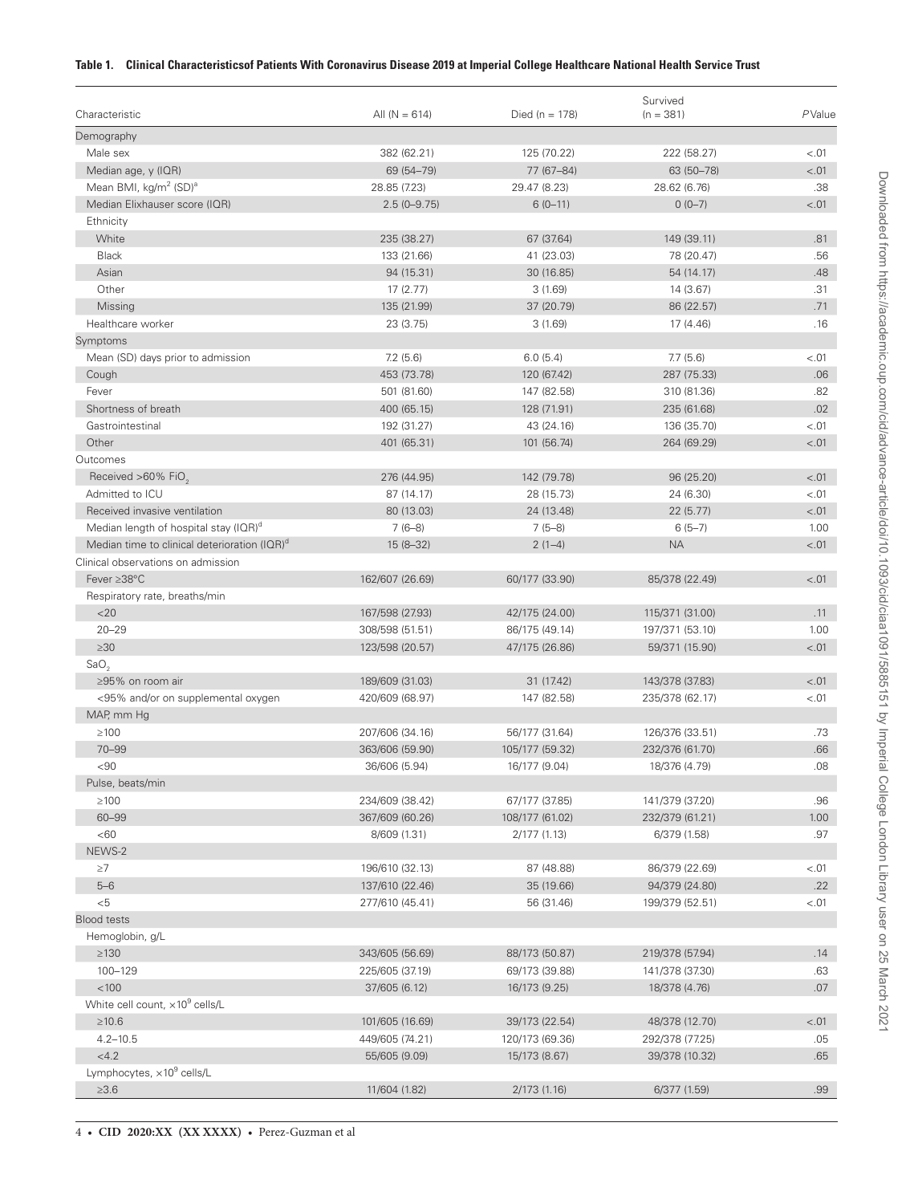**Table 1. Clinical Characteristicsof Patients With Coronavirus Disease 2019 at Imperial College Healthcare National Health Service Trust**

| Characteristic | All (N = 614) | Died (n = 178) | Survived (n = 381) | *P* Value |
|---|---|---|---|---|
| Demography | | | | |
| Male sex | 382 (62.21) | 125 (70.22) | 222 (58.27) | <.01 |
| Median age, y (IQR) | 69 (54–79) | 77 (67–84) | 63 (50–78) | <.01 |
| Mean BMI, $kg/m^2$ (SD)[a] | 28.85 (7.23) | 29.47 (8.23) | 28.62 (6.76) | .38 |
| Median Elixhauser score (IQR) | 2.5 (0–9.75) | 6 (0–11) | 0 (0–7) | <.01 |
| Ethnicity | | | | |
| White | 235 (38.27) | 67 (37.64) | 149 (39.11) | .81 |
| Black | 133 (21.66) | 41 (23.03) | 78 (20.47) | .56 |
| Asian | 94 (15.31) | 30 (16.85) | 54 (14.17) | .48 |
| Other | 17 (2.77) | 3 (1.69) | 14 (3.67) | .31 |
| Missing | 135 (21.99) | 37 (20.79) | 86 (22.57) | .71 |
| Healthcare worker | 23 (3.75) | 3 (1.69) | 17 (4.46) | .16 |
| Symptoms | | | | |
| Mean (SD) days prior to admission | 7.2 (5.6) | 6.0 (5.4) | 7.7 (5.6) | <.01 |
| Cough | 453 (73.78) | 120 (67.42) | 287 (75.33) | .06 |
| Fever | 501 (81.60) | 147 (82.58) | 310 (81.36) | .82 |
| Shortness of breath | 400 (65.15) | 128 (71.91) | 235 (61.68) | .02 |
| Gastrointestinal | 192 (31.27) | 43 (24.16) | 136 (35.70) | <.01 |
| Other | 401 (65.31) | 101 (56.74) | 264 (69.29) | <.01 |
| Outcomes | | | | |
| Received >60% $FiO_2$ | 276 (44.95) | 142 (79.78) | 96 (25.20) | <.01 |
| Admitted to ICU | 87 (14.17) | 28 (15.73) | 24 (6.30) | <.01 |
| Received invasive ventilation | 80 (13.03) | 24 (13.48) | 22 (5.77) | <.01 |
| Median length of hospital stay (IQR)[d] | 7 (6–8) | 7 (5–8) | 6 (5–7) | 1.00 |
| Median time to clinical deterioration (IQR)[d] | 15 (8–32) | 2 (1–4) | NA | <.01 |
| Clinical observations on admission | | | | |
| Fever ≥38°C | 162/607 (26.69) | 60/177 (33.90) | 85/378 (22.49) | <.01 |
| Respiratory rate, breaths/min | | | | |
| <20 | 167/598 (27.93) | 42/175 (24.00) | 115/371 (31.00) | .11 |
| 20–29 | 308/598 (51.51) | 86/175 (49.14) | 197/371 (53.10) | 1.00 |
| ≥30 | 123/598 (20.57) | 47/175 (26.86) | 59/371 (15.90) | <.01 |
| $SaO_2$ | | | | |
| ≥95% on room air | 189/609 (31.03) | 31 (17.42) | 143/378 (37.83) | <.01 |
| <95% and/or on supplemental oxygen | 420/609 (68.97) | 147 (82.58) | 235/378 (62.17) | <.01 |
| MAP, mm Hg | | | | |
| ≥100 | 207/606 (34.16) | 56/177 (31.64) | 126/376 (33.51) | .73 |
| 70–99 | 363/606 (59.90) | 105/177 (59.32) | 232/376 (61.70) | .66 |
| <90 | 36/606 (5.94) | 16/177 (9.04) | 18/376 (4.79) | .08 |
| Pulse, beats/min | | | | |
| ≥100 | 234/609 (38.42) | 67/177 (37.85) | 141/379 (37.20) | .96 |
| 60–99 | 367/609 (60.26) | 108/177 (61.02) | 232/379 (61.21) | 1.00 |
| <60 | 8/609 (1.31) | 2/177 (1.13) | 6/379 (1.58) | .97 |
| NEWS-2 | | | | |
| ≥7 | 196/610 (32.13) | 87 (48.88) | 86/379 (22.69) | <.01 |
| 5–6 | 137/610 (22.46) | 35 (19.66) | 94/379 (24.80) | .22 |
| <5 | 277/610 (45.41) | 56 (31.46) | 199/379 (52.51) | <.01 |
| Blood tests | | | | |
| Hemoglobin, g/L | | | | |
| ≥130 | 343/605 (56.69) | 88/173 (50.87) | 219/378 (57.94) | .14 |
| 100–129 | 225/605 (37.19) | 69/173 (39.88) | 141/378 (37.30) | .63 |
| <100 | 37/605 (6.12) | 16/173 (9.25) | 18/378 (4.76) | .07 |
| White cell count, $\times 10^9$ cells/L | | | | |
| ≥10.6 | 101/605 (16.69) | 39/173 (22.54) | 48/378 (12.70) | <.01 |
| 4.2–10.5 | 449/605 (74.21) | 120/173 (69.36) | 292/378 (77.25) | .05 |
| <4.2 | 55/605 (9.09) | 15/173 (8.67) | 39/378 (10.32) | .65 |
| Lymphocytes, $\times 10^9$ cells/L | | | | |
| ≥3.6 | 11/604 (1.82) | 2/173 (1.16) | 6/377 (1.59) | .99 |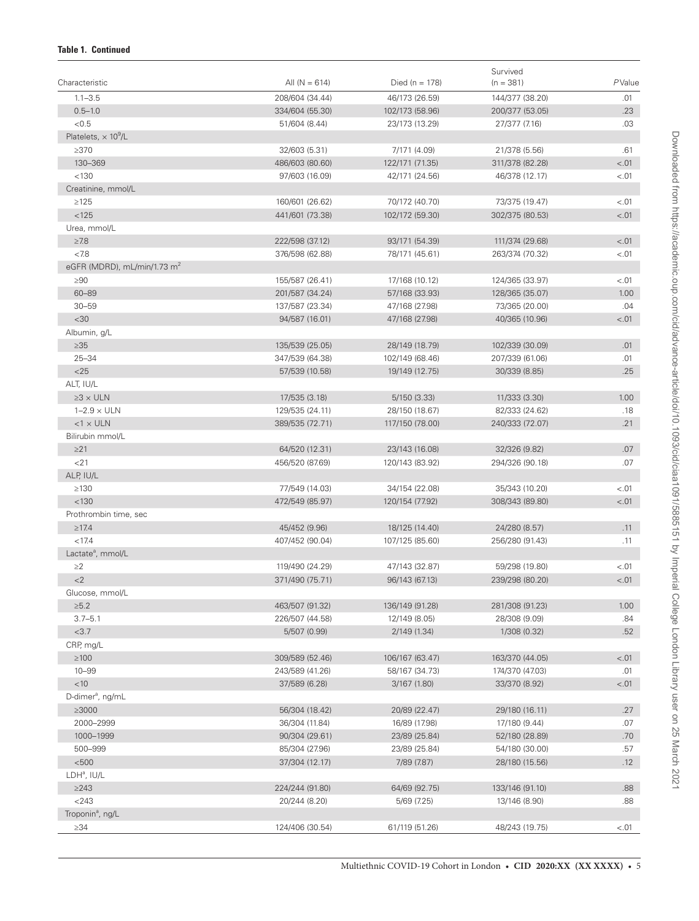**Table 1. Continued**

| Characteristic | All (N = 614) | Died (n = 178) | Survived (n = 381) | *P* Value |
|---|---|---|---|---|
| 1.1–3.5 | 208/604 (34.44) | 46/173 (26.59) | 144/377 (38.20) | .01 |
| 0.5–1.0 | 334/604 (55.30) | 102/173 (58.96) | 200/377 (53.05) | .23 |
| <0.5 | 51/604 (8.44) | 23/173 (13.29) | 27/377 (7.16) | .03 |
| Platelets, $\times 10^9$/L | | | | |
| ≥370 | 32/603 (5.31) | 7/171 (4.09) | 21/378 (5.56) | .61 |
| 130–369 | 486/603 (80.60) | 122/171 (71.35) | 311/378 (82.28) | <.01 |
| <130 | 97/603 (16.09) | 42/171 (24.56) | 46/378 (12.17) | <.01 |
| Creatinine, mmol/L | | | | |
| ≥125 | 160/601 (26.62) | 70/172 (40.70) | 73/375 (19.47) | <.01 |
| <125 | 441/601 (73.38) | 102/172 (59.30) | 302/375 (80.53) | <.01 |
| Urea, mmol/L | | | | |
| ≥7.8 | 222/598 (37.12) | 93/171 (54.39) | 111/374 (29.68) | <.01 |
| <7.8 | 376/598 (62.88) | 78/171 (45.61) | 263/374 (70.32) | <.01 |
| eGFR (MDRD), mL/min/1.73 $m^2$ | | | | |
| ≥90 | 155/587 (26.41) | 17/168 (10.12) | 124/365 (33.97) | <.01 |
| 60–89 | 201/587 (34.24) | 57/168 (33.93) | 128/365 (35.07) | 1.00 |
| 30–59 | 137/587 (23.34) | 47/168 (27.98) | 73/365 (20.00) | .04 |
| <30 | 94/587 (16.01) | 47/168 (27.98) | 40/365 (10.96) | <.01 |
| Albumin, g/L | | | | |
| ≥35 | 135/539 (25.05) | 28/149 (18.79) | 102/339 (30.09) | .01 |
| 25–34 | 347/539 (64.38) | 102/149 (68.46) | 207/339 (61.06) | .01 |
| <25 | 57/539 (10.58) | 19/149 (12.75) | 30/339 (8.85) | .25 |
| ALT, IU/L | | | | |
| ≥3 × ULN | 17/535 (3.18) | 5/150 (3.33) | 11/333 (3.30) | 1.00 |
| 1–2.9 × ULN | 129/535 (24.11) | 28/150 (18.67) | 82/333 (24.62) | .18 |
| <1 × ULN | 389/535 (72.71) | 117/150 (78.00) | 240/333 (72.07) | .21 |
| Bilirubin mmol/L | | | | |
| ≥21 | 64/520 (12.31) | 23/143 (16.08) | 32/326 (9.82) | .07 |
| <21 | 456/520 (87.69) | 120/143 (83.92) | 294/326 (90.18) | .07 |
| ALP, IU/L | | | | |
| ≥130 | 77/549 (14.03) | 34/154 (22.08) | 35/343 (10.20) | <.01 |
| <130 | 472/549 (85.97) | 120/154 (77.92) | 308/343 (89.80) | <.01 |
| Prothrombin time, sec | | | | |
| ≥17.4 | 45/452 (9.96) | 18/125 (14.40) | 24/280 (8.57) | .11 |
| <17.4 | 407/452 (90.04) | 107/125 (85.60) | 256/280 (91.43) | .11 |
| Lactate[a], mmol/L | | | | |
| ≥2 | 119/490 (24.29) | 47/143 (32.87) | 59/298 (19.80) | <.01 |
| <2 | 371/490 (75.71) | 96/143 (67.13) | 239/298 (80.20) | <.01 |
| Glucose, mmol/L | | | | |
| ≥5.2 | 463/507 (91.32) | 136/149 (91.28) | 281/308 (91.23) | 1.00 |
| 3.7–5.1 | 226/507 (44.58) | 12/149 (8.05) | 28/308 (9.09) | .84 |
| <3.7 | 5/507 (0.99) | 2/149 (1.34) | 1/308 (0.32) | .52 |
| CRP, mg/L | | | | |
| ≥100 | 309/589 (52.46) | 106/167 (63.47) | 163/370 (44.05) | <.01 |
| 10–99 | 243/589 (41.26) | 58/167 (34.73) | 174/370 (47.03) | .01 |
| <10 | 37/589 (6.28) | 3/167 (1.80) | 33/370 (8.92) | <.01 |
| D-dimer[a], ng/mL | | | | |
| ≥3000 | 56/304 (18.42) | 20/89 (22.47) | 29/180 (16.11) | .27 |
| 2000–2999 | 36/304 (11.84) | 16/89 (17.98) | 17/180 (9.44) | .07 |
| 1000–1999 | 90/304 (29.61) | 23/89 (25.84) | 52/180 (28.89) | .70 |
| 500–999 | 85/304 (27.96) | 23/89 (25.84) | 54/180 (30.00) | .57 |
| <500 | 37/304 (12.17) | 7/89 (7.87) | 28/180 (15.56) | .12 |
| LDH[a], IU/L | | | | |
| ≥243 | 224/244 (91.80) | 64/69 (92.75) | 133/146 (91.10) | .88 |
| <243 | 20/244 (8.20) | 5/69 (7.25) | 13/146 (8.90) | .88 |
| Troponin[a], ng/L | | | | |
| ≥34 | 124/406 (30.54) | 61/119 (51.26) | 48/243 (19.75) | <.01 |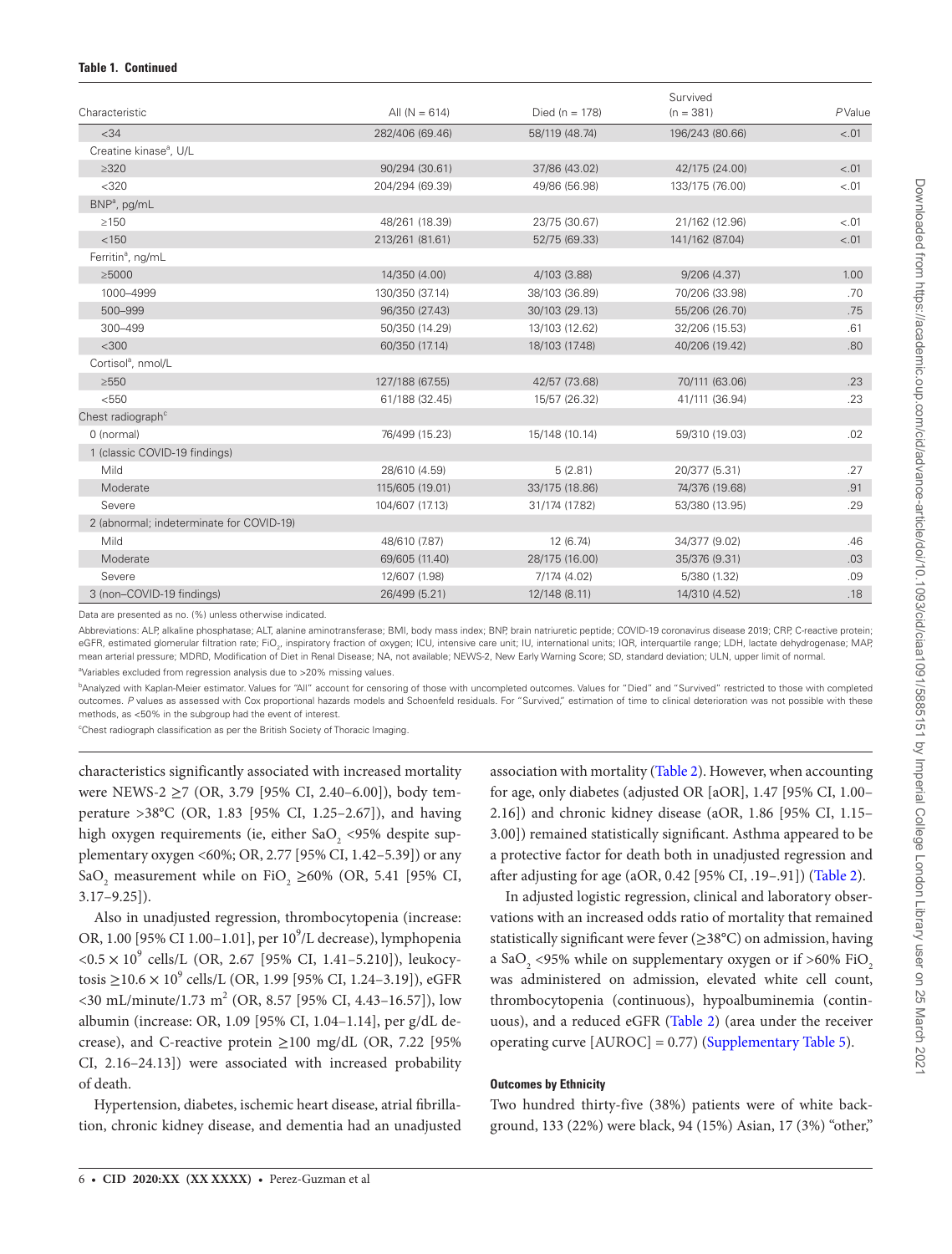**Table 1. Continued**

| Characteristic | All (N = 614) | Died (n = 178) | Survived (n = 381) | P Value |
|---|---|---|---|---|
| <34 | 282/406 (69.46) | 58/119 (48.74) | 196/243 (80.66) | <.01 |
| Creatine kinase[a], U/L | | | | |
| ≥320 | 90/294 (30.61) | 37/86 (43.02) | 42/175 (24.00) | <.01 |
| <320 | 204/294 (69.39) | 49/86 (56.98) | 133/175 (76.00) | <.01 |
| BNP[a], pg/mL | | | | |
| ≥150 | 48/261 (18.39) | 23/75 (30.67) | 21/162 (12.96) | <.01 |
| <150 | 213/261 (81.61) | 52/75 (69.33) | 141/162 (87.04) | <.01 |
| Ferritin[a], ng/mL | | | | |
| ≥5000 | 14/350 (4.00) | 4/103 (3.88) | 9/206 (4.37) | 1.00 |
| 1000–4999 | 130/350 (37.14) | 38/103 (36.89) | 70/206 (33.98) | .70 |
| 500–999 | 96/350 (27.43) | 30/103 (29.13) | 55/206 (26.70) | .75 |
| 300–499 | 50/350 (14.29) | 13/103 (12.62) | 32/206 (15.53) | .61 |
| <300 | 60/350 (17.14) | 18/103 (17.48) | 40/206 (19.42) | .80 |
| Cortisol[a], nmol/L | | | | |
| ≥550 | 127/188 (67.55) | 42/57 (73.68) | 70/111 (63.06) | .23 |
| <550 | 61/188 (32.45) | 15/57 (26.32) | 41/111 (36.94) | .23 |
| Chest radiograph[c] | | | | |
| 0 (normal) | 76/499 (15.23) | 15/148 (10.14) | 59/310 (19.03) | .02 |
| 1 (classic COVID-19 findings) | | | | |
| Mild | 28/610 (4.59) | 5 (2.81) | 20/377 (5.31) | .27 |
| Moderate | 115/605 (19.01) | 33/175 (18.86) | 74/376 (19.68) | .91 |
| Severe | 104/607 (17.13) | 31/174 (17.82) | 53/380 (13.95) | .29 |
| 2 (abnormal; indeterminate for COVID-19) | | | | |
| Mild | 48/610 (7.87) | 12 (6.74) | 34/377 (9.02) | .46 |
| Moderate | 69/605 (11.40) | 28/175 (16.00) | 35/376 (9.31) | .03 |
| Severe | 12/607 (1.98) | 7/174 (4.02) | 5/380 (1.32) | .09 |
| 3 (non–COVID-19 findings) | 26/499 (5.21) | 12/148 (8.11) | 14/310 (4.52) | .18 |

Data are presented as no. (%) unless otherwise indicated.

Abbreviations: ALP, alkaline phosphatase; ALT, alanine aminotransferase; BMI, body mass index; BNP, brain natriuretic peptide; COVID-19 coronavirus disease 2019; CRP, C-reactive protein; eGFR, estimated glomerular filtration rate; $FiO_2$, inspiratory fraction of oxygen; ICU, intensive care unit; IU, international units; IQR, interquartile range; LDH, lactate dehydrogenase; MAP, mean arterial pressure; MDRD, Modification of Diet in Renal Disease; NA, not available; NEWS-2, New Early Warning Score; SD, standard deviation; ULN, upper limit of normal.

[a]Variables excluded from regression analysis due to >20% missing values.

[b]Analyzed with Kaplan-Meier estimator. Values for "All" account for censoring of those with uncompleted outcomes. Values for "Died" and "Survived" restricted to those with completed outcomes. P values as assessed with Cox proportional hazards models and Schoenfeld residuals. For "Survived," estimation of time to clinical deterioration was not possible with these methods, as <50% in the subgroup had the event of interest.

[c]Chest radiograph classification as per the British Society of Thoracic Imaging.

characteristics significantly associated with increased mortality were NEWS-2 ≥7 (OR, 3.79 [95% CI, 2.40–6.00]), body temperature >38°C (OR, 1.83 [95% CI, 1.25–2.67]), and having high oxygen requirements (ie, either $SaO_2$ <95% despite supplementary oxygen <60%; OR, 2.77 [95% CI, 1.42–5.39]) or any $SaO_2$ measurement while on $FiO_2$ ≥60% (OR, 5.41 [95% CI, 3.17–9.25]).

Also in unadjusted regression, thrombocytopenia (increase: OR, 1.00 [95% CI 1.00–1.01], per $10^9$/L decrease), lymphopenia $<0.5 \times 10^9$ cells/L (OR, 2.67 [95% CI, 1.41–5.210]), leukocytosis $\geq 10.6 \times 10^9$ cells/L (OR, 1.99 [95% CI, 1.24–3.19]), eGFR <30 mL/minute/1.73 $m^2$ (OR, 8.57 [95% CI, 4.43–16.57]), low albumin (increase: OR, 1.09 [95% CI, 1.04–1.14], per g/dL decrease), and C-reactive protein ≥100 mg/dL (OR, 7.22 [95% CI, 2.16–24.13]) were associated with increased probability of death.

Hypertension, diabetes, ischemic heart disease, atrial fibrillation, chronic kidney disease, and dementia had an unadjusted association with mortality (Table 2). However, when accounting for age, only diabetes (adjusted OR [aOR], 1.47 [95% CI, 1.00–2.16]) and chronic kidney disease (aOR, 1.86 [95% CI, 1.15–3.00]) remained statistically significant. Asthma appeared to be a protective factor for death both in unadjusted regression and after adjusting for age (aOR, 0.42 [95% CI, .19–.91]) (Table 2).

In adjusted logistic regression, clinical and laboratory observations with an increased odds ratio of mortality that remained statistically significant were fever (≥38°C) on admission, having a $SaO_2$ <95% while on supplementary oxygen or if >60% $FiO_2$ was administered on admission, elevated white cell count, thrombocytopenia (continuous), hypoalbuminemia (continuous), and a reduced eGFR (Table 2) (area under the receiver operating curve [AUROC] = 0.77) (Supplementary Table 5).

#### Outcomes by Ethnicity

Two hundred thirty-five (38%) patients were of white background, 133 (22%) were black, 94 (15%) Asian, 17 (3%) "other,"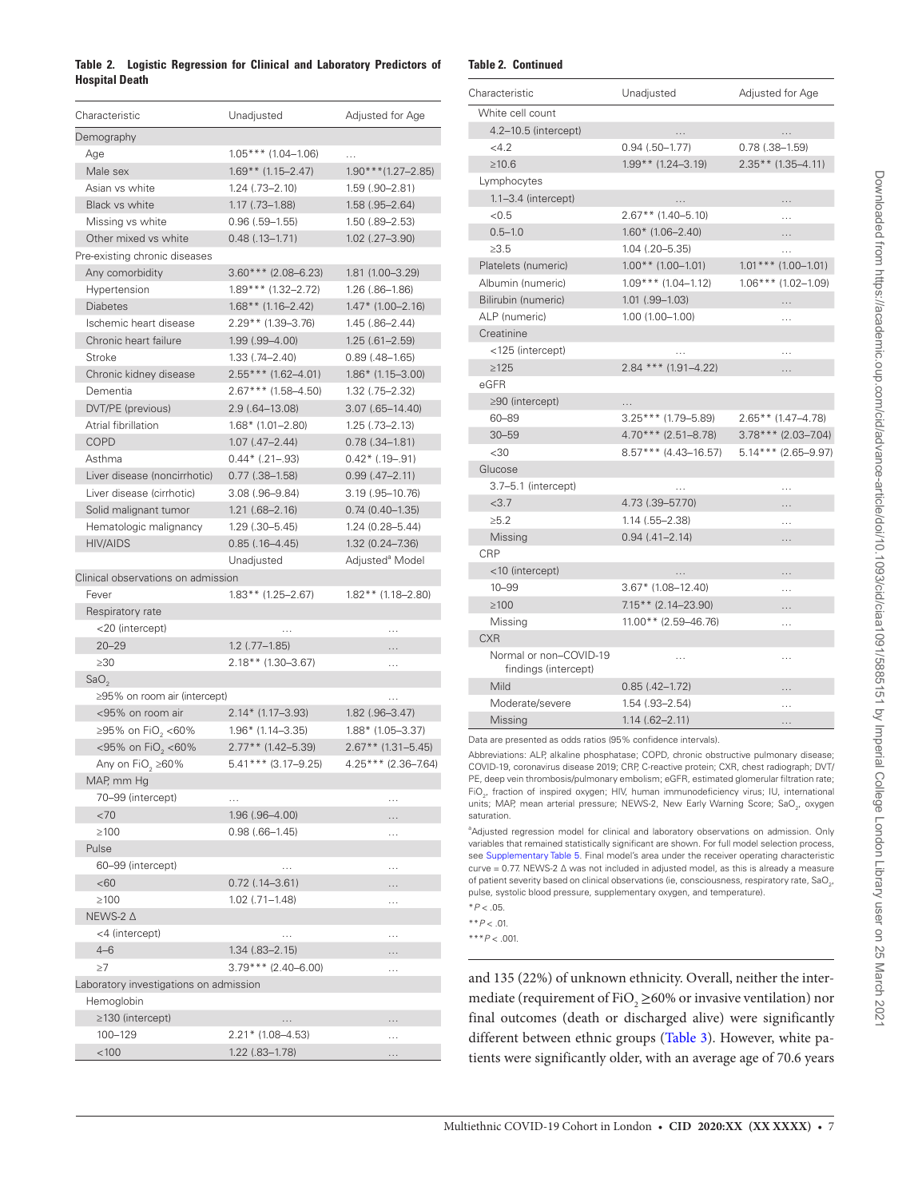**Table 2. Logistic Regression for Clinical and Laboratory Predictors of Hospital Death**

| Characteristic | Unadjusted | Adjusted for Age |
|---|---|---|
| Demography | | |
| Age | 1.05*** (1.04–1.06) | … |
| Male sex | 1.69** (1.15–2.47) | 1.90***(1.27–2.85) |
| Asian vs white | 1.24 (.73–2.10) | 1.59 (.90–2.81) |
| Black vs white | 1.17 (.73–1.88) | 1.58 (.95–2.64) |
| Missing vs white | 0.96 (.59–1.55) | 1.50 (.89–2.53) |
| Other mixed vs white | 0.48 (.13–1.71) | 1.02 (.27–3.90) |
| Pre-existing chronic diseases | | |
| Any comorbidity | 3.60*** (2.08–6.23) | 1.81 (1.00–3.29) |
| Hypertension | 1.89*** (1.32–2.72) | 1.26 (.86–1.86) |
| Diabetes | 1.68** (1.16–2.42) | 1.47* (1.00–2.16) |
| Ischemic heart disease | 2.29** (1.39–3.76) | 1.45 (.86–2.44) |
| Chronic heart failure | 1.99 (.99–4.00) | 1.25 (.61–2.59) |
| Stroke | 1.33 (.74–2.40) | 0.89 (.48–1.65) |
| Chronic kidney disease | 2.55*** (1.62–4.01) | 1.86* (1.15–3.00) |
| Dementia | 2.67*** (1.58–4.50) | 1.32 (.75–2.32) |
| DVT/PE (previous) | 2.9 (.64–13.08) | 3.07 (.65–14.40) |
| Atrial fibrillation | 1.68* (1.01–2.80) | 1.25 (.73–2.13) |
| COPD | 1.07 (.47–2.44) | 0.78 (.34–1.81) |
| Asthma | 0.44* (.21–.93) | 0.42* (.19–.91) |
| Liver disease (noncirrhotic) | 0.77 (.38–1.58) | 0.99 (.47–2.11) |
| Liver disease (cirrhotic) | 3.08 (.96–9.84) | 3.19 (.95–10.76) |
| Solid malignant tumor | 1.21 (.68–2.16) | 0.74 (0.40–1.35) |
| Hematologic malignancy | 1.29 (.30–5.45) | 1.24 (0.28–5.44) |
| HIV/AIDS | 0.85 (.16–4.45) | 1.32 (0.24–7.36) |
| | Unadjusted | Adjusted[a] Model |
| Clinical observations on admission | | |
| Fever | 1.83** (1.25–2.67) | 1.82** (1.18–2.80) |
| Respiratory rate | | |
| <20 (intercept) | … | … |
| 20–29 | 1.2 (.77–1.85) | … |
| ≥30 | 2.18** (1.30–3.67) | … |
| $SaO_2$ | | |
| ≥95% on room air (intercept) | | … |
| <95% on room air | 2.14* (1.17–3.93) | 1.82 (.96–3.47) |
| ≥95% on $FiO_2$ <60% | 1.96* (1.14–3.35) | 1.88* (1.05–3.37) |
| <95% on $FiO_2$ <60% | 2.77** (1.42–5.39) | 2.67** (1.31–5.45) |
| Any on $FiO_2$ ≥60% | 5.41*** (3.17–9.25) | 4.25*** (2.36–7.64) |
| MAP, mm Hg | | |
| 70–99 (intercept) | … | … |
| <70 | 1.96 (.96–4.00) | … |
| ≥100 | 0.98 (.66–1.45) | … |
| Pulse | | |
| 60–99 (intercept) | … | … |
| <60 | 0.72 (.14–3.61) | … |
| ≥100 | 1.02 (.71–1.48) | … |
| NEWS-2 Δ | | |
| <4 (intercept) | … | … |
| 4–6 | 1.34 (.83–2.15) | … |
| ≥7 | 3.79*** (2.40–6.00) | … |
| Laboratory investigations on admission | | |
| Hemoglobin | | |
| ≥130 (intercept) | … | … |
| 100–129 | 2.21* (1.08–4.53) | … |
| <100 | 1.22 (.83–1.78) | … |
| White cell count | | |
| 4.2–10.5 (intercept) | … | … |
| <4.2 | 0.94 (.50–1.77) | 0.78 (.38–1.59) |
| ≥10.6 | 1.99** (1.24–3.19) | 2.35** (1.35–4.11) |
| Lymphocytes | | |
| 1.1–3.4 (intercept) | … | … |
| <0.5 | 2.67** (1.40–5.10) | … |
| 0.5–1.0 | 1.60* (1.06–2.40) | … |
| ≥3.5 | 1.04 (.20–5.35) | … |
| Platelets (numeric) | 1.00** (1.00–1.01) | 1.01*** (1.00–1.01) |
| Albumin (numeric) | 1.09*** (1.04–1.12) | 1.06*** (1.02–1.09) |
| Bilirubin (numeric) | 1.01 (.99–1.03) | … |
| ALP (numeric) | 1.00 (1.00–1.00) | … |
| Creatinine | | |
| <125 (intercept) | … | … |
| ≥125 | 2.84 *** (1.91–4.22) | … |
| eGFR | | |
| ≥90 (intercept) | … | |
| 60–89 | 3.25*** (1.79–5.89) | 2.65** (1.47–4.78) |
| 30–59 | 4.70*** (2.51–8.78) | 3.78*** (2.03–7.04) |
| <30 | 8.57*** (4.43–16.57) | 5.14*** (2.65–9.97) |
| Glucose | | |
| 3.7–5.1 (intercept) | … | … |
| <3.7 | 4.73 (.39–57.70) | … |
| ≥5.2 | 1.14 (.55–2.38) | … |
| Missing | 0.94 (.41–2.14) | … |
| CRP | | |
| <10 (intercept) | … | … |
| 10–99 | 3.67* (1.08–12.40) | … |
| ≥100 | 7.15** (2.14–23.90) | … |
| Missing | 11.00** (2.59–46.76) | … |
| CXR | | |
| Normal or non–COVID-19 findings (intercept) | … | … |
| Mild | 0.85 (.42–1.72) | … |
| Moderate/severe | 1.54 (.93–2.54) | … |
| Missing | 1.14 (.62–2.11) | … |

Data are presented as odds ratios (95% confidence intervals).

Abbreviations: ALP, alkaline phosphatase; COPD, chronic obstructive pulmonary disease; COVID-19, coronavirus disease 2019; CRP, C-reactive protein; CXR, chest radiograph; DVT/PE, deep vein thrombosis/pulmonary embolism; eGFR, estimated glomerular filtration rate; $FiO_2$, fraction of inspired oxygen; HIV, human immunodeficiency virus; IU, international units; MAP, mean arterial pressure; NEWS-2, New Early Warning Score; $SaO_2$, oxygen saturation.

[a]Adjusted regression model for clinical and laboratory observations on admission. Only variables that remained statistically significant are shown. For full model selection process, see Supplementary Table 5. Final model's area under the receiver operating characteristic curve = 0.77. NEWS-2 Δ was not included in adjusted model, as this is already a measure of patient severity based on clinical observations (ie, consciousness, respiratory rate, $SaO_2$, pulse, systolic blood pressure, supplementary oxygen, and temperature).

*$P$ < .05.

**$P$ < .01.

***$P$ < .001.

and 135 (22%) of unknown ethnicity. Overall, neither the intermediate (requirement of $FiO_2$ ≥60% or invasive ventilation) nor final outcomes (death or discharged alive) were significantly different between ethnic groups (Table 3). However, white patients were significantly older, with an average age of 70.6 years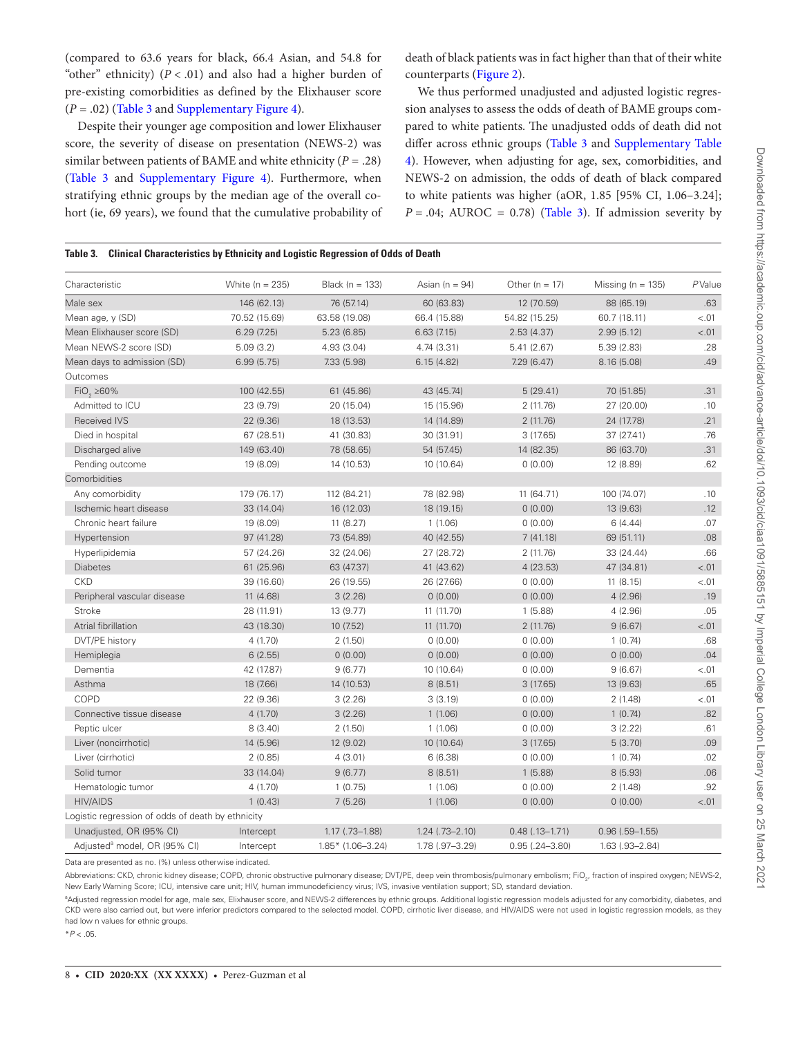(compared to 63.6 years for black, 66.4 Asian, and 54.8 for "other" ethnicity) ($P < .01$) and also had a higher burden of pre-existing comorbidities as defined by the Elixhauser score ($P = .02$) (Table 3 and Supplementary Figure 4).

Despite their younger age composition and lower Elixhauser score, the severity of disease on presentation (NEWS-2) was similar between patients of BAME and white ethnicity ($P = .28$) (Table 3 and Supplementary Figure 4). Furthermore, when stratifying ethnic groups by the median age of the overall cohort (ie, 69 years), we found that the cumulative probability of death of black patients was in fact higher than that of their white counterparts (Figure 2).

We thus performed unadjusted and adjusted logistic regression analyses to assess the odds of death of BAME groups compared to white patients. The unadjusted odds of death did not differ across ethnic groups (Table 3 and Supplementary Table 4). However, when adjusting for age, sex, comorbidities, and NEWS-2 on admission, the odds of death of black compared to white patients was higher (aOR, 1.85 [95% CI, 1.06–3.24]; $P = .04$; AUROC = 0.78) (Table 3). If admission severity by

**Table 3. Clinical Characteristics by Ethnicity and Logistic Regression of Odds of Death**

| Characteristic | White (n = 235) | Black (n = 133) | Asian (n = 94) | Other (n = 17) | Missing (n = 135) | *P* Value |
|---|---|---|---|---|---|---|
| Male sex | 146 (62.13) | 76 (57.14) | 60 (63.83) | 12 (70.59) | 88 (65.19) | .63 |
| Mean age, y (SD) | 70.52 (15.69) | 63.58 (19.08) | 66.4 (15.88) | 54.82 (15.25) | 60.7 (18.11) | <.01 |
| Mean Elixhauser score (SD) | 6.29 (7.25) | 5.23 (6.85) | 6.63 (7.15) | 2.53 (4.37) | 2.99 (5.12) | <.01 |
| Mean NEWS-2 score (SD) | 5.09 (3.2) | 4.93 (3.04) | 4.74 (3.31) | 5.41 (2.67) | 5.39 (2.83) | .28 |
| Mean days to admission (SD) | 6.99 (5.75) | 7.33 (5.98) | 6.15 (4.82) | 7.29 (6.47) | 8.16 (5.08) | .49 |
| Outcomes | | | | | | |
| $FiO_2$ ≥60% | 100 (42.55) | 61 (45.86) | 43 (45.74) | 5 (29.41) | 70 (51.85) | .31 |
| Admitted to ICU | 23 (9.79) | 20 (15.04) | 15 (15.96) | 2 (11.76) | 27 (20.00) | .10 |
| Received IVS | 22 (9.36) | 18 (13.53) | 14 (14.89) | 2 (11.76) | 24 (17.78) | .21 |
| Died in hospital | 67 (28.51) | 41 (30.83) | 30 (31.91) | 3 (17.65) | 37 (27.41) | .76 |
| Discharged alive | 149 (63.40) | 78 (58.65) | 54 (57.45) | 14 (82.35) | 86 (63.70) | .31 |
| Pending outcome | 19 (8.09) | 14 (10.53) | 10 (10.64) | 0 (0.00) | 12 (8.89) | .62 |
| Comorbidities | | | | | | |
| Any comorbidity | 179 (76.17) | 112 (84.21) | 78 (82.98) | 11 (64.71) | 100 (74.07) | .10 |
| Ischemic heart disease | 33 (14.04) | 16 (12.03) | 18 (19.15) | 0 (0.00) | 13 (9.63) | .12 |
| Chronic heart failure | 19 (8.09) | 11 (8.27) | 1 (1.06) | 0 (0.00) | 6 (4.44) | .07 |
| Hypertension | 97 (41.28) | 73 (54.89) | 40 (42.55) | 7 (41.18) | 69 (51.11) | .08 |
| Hyperlipidemia | 57 (24.26) | 32 (24.06) | 27 (28.72) | 2 (11.76) | 33 (24.44) | .66 |
| Diabetes | 61 (25.96) | 63 (47.37) | 41 (43.62) | 4 (23.53) | 47 (34.81) | <.01 |
| CKD | 39 (16.60) | 26 (19.55) | 26 (27.66) | 0 (0.00) | 11 (8.15) | <.01 |
| Peripheral vascular disease | 11 (4.68) | 3 (2.26) | 0 (0.00) | 0 (0.00) | 4 (2.96) | .19 |
| Stroke | 28 (11.91) | 13 (9.77) | 11 (11.70) | 1 (5.88) | 4 (2.96) | .05 |
| Atrial fibrillation | 43 (18.30) | 10 (7.52) | 11 (11.70) | 2 (11.76) | 9 (6.67) | <.01 |
| DVT/PE history | 4 (1.70) | 2 (1.50) | 0 (0.00) | 0 (0.00) | 1 (0.74) | .68 |
| Hemiplegia | 6 (2.55) | 0 (0.00) | 0 (0.00) | 0 (0.00) | 0 (0.00) | .04 |
| Dementia | 42 (17.87) | 9 (6.77) | 10 (10.64) | 0 (0.00) | 9 (6.67) | <.01 |
| Asthma | 18 (7.66) | 14 (10.53) | 8 (8.51) | 3 (17.65) | 13 (9.63) | .65 |
| COPD | 22 (9.36) | 3 (2.26) | 3 (3.19) | 0 (0.00) | 2 (1.48) | <.01 |
| Connective tissue disease | 4 (1.70) | 3 (2.26) | 1 (1.06) | 0 (0.00) | 1 (0.74) | .82 |
| Peptic ulcer | 8 (3.40) | 2 (1.50) | 1 (1.06) | 0 (0.00) | 3 (2.22) | .61 |
| Liver (noncirrhotic) | 14 (5.96) | 12 (9.02) | 10 (10.64) | 3 (17.65) | 5 (3.70) | .09 |
| Liver (cirrhotic) | 2 (0.85) | 4 (3.01) | 6 (6.38) | 0 (0.00) | 1 (0.74) | .02 |
| Solid tumor | 33 (14.04) | 9 (6.77) | 8 (8.51) | 1 (5.88) | 8 (5.93) | .06 |
| Hematologic tumor | 4 (1.70) | 1 (0.75) | 1 (1.06) | 0 (0.00) | 2 (1.48) | .92 |
| HIV/AIDS | 1 (0.43) | 7 (5.26) | 1 (1.06) | 0 (0.00) | 0 (0.00) | <.01 |
| Logistic regression of odds of death by ethnicity | | | | | | |
| Unadjusted, OR (95% CI) | Intercept | 1.17 (.73–1.88) | 1.24 (.73–2.10) | 0.48 (.13–1.71) | 0.96 (.59–1.55) | |
| Adjusted[a] model, OR (95% CI) | Intercept | 1.85* (1.06–3.24) | 1.78 (.97–3.29) | 0.95 (.24–3.80) | 1.63 (.93–2.84) | |

Data are presented as no. (%) unless otherwise indicated.

Abbreviations: CKD, chronic kidney disease; COPD, chronic obstructive pulmonary disease; DVT/PE, deep vein thrombosis/pulmonary embolism; $FiO_2$, fraction of inspired oxygen; NEWS-2, New Early Warning Score; ICU, intensive care unit; HIV, human immunodeficiency virus; IVS, invasive ventilation support; SD, standard deviation.

[a]Adjusted regression model for age, male sex, Elixhauser score, and NEWS-2 differences by ethnic groups. Additional logistic regression models adjusted for any comorbidity, diabetes, and CKD were also carried out, but were inferior predictors compared to the selected model. COPD, cirrhotic liver disease, and HIV/AIDS were not used in logistic regression models, as they had low n values for ethnic groups.

*$P < .05$.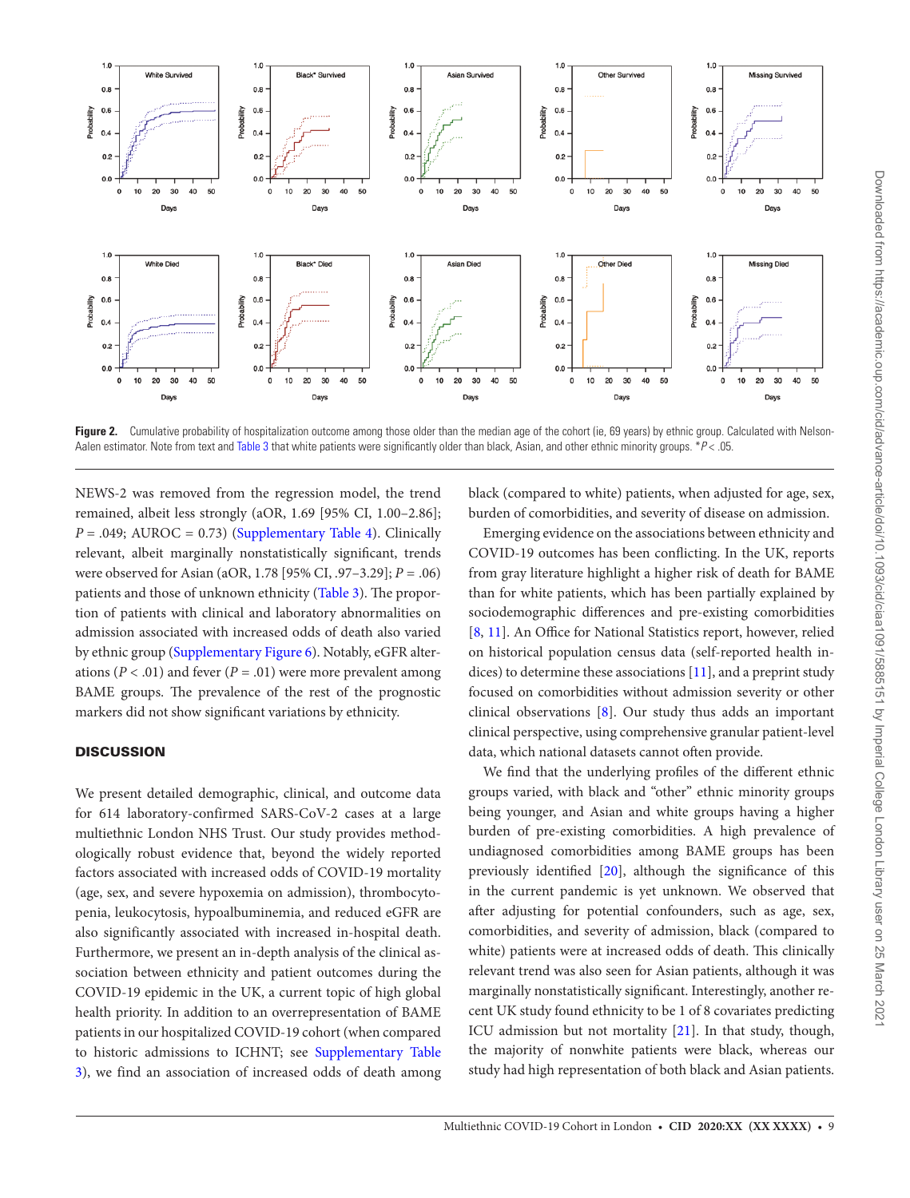Figure 2. Cumulative probability of hospitalization outcome among those older than the median age of the cohort (ie, 69 years) by ethnic group. Calculated with Nelson-Aalen estimator. Note from text and Table 3 that white patients were significantly older than black, Asian, and other ethnic minority groups. $^*P < .05$.

NEWS-2 was removed from the regression model, the trend remained, albeit less strongly (aOR, 1.69 [95% CI, 1.00–2.86]; $P = .049$; AUROC = 0.73) (Supplementary Table 4). Clinically relevant, albeit marginally nonstatistically significant, trends were observed for Asian (aOR, 1.78 [95% CI, .97–3.29]; $P = .06$) patients and those of unknown ethnicity (Table 3). The proportion of patients with clinical and laboratory abnormalities on admission associated with increased odds of death also varied by ethnic group (Supplementary Figure 6). Notably, eGFR alterations ($P < .01$) and fever ($P = .01$) were more prevalent among BAME groups. The prevalence of the rest of the prognostic markers did not show significant variations by ethnicity.

## DISCUSSION

We present detailed demographic, clinical, and outcome data for 614 laboratory-confirmed SARS-CoV-2 cases at a large multiethnic London NHS Trust. Our study provides methodologically robust evidence that, beyond the widely reported factors associated with increased odds of COVID-19 mortality (age, sex, and severe hypoxemia on admission), thrombocytopenia, leukocytosis, hypoalbuminemia, and reduced eGFR are also significantly associated with increased in-hospital death. Furthermore, we present an in-depth analysis of the clinical association between ethnicity and patient outcomes during the COVID-19 epidemic in the UK, a current topic of high global health priority. In addition to an overrepresentation of BAME patients in our hospitalized COVID-19 cohort (when compared to historic admissions to ICHNT; see Supplementary Table 3), we find an association of increased odds of death among black (compared to white) patients, when adjusted for age, sex, burden of comorbidities, and severity of disease on admission.

Emerging evidence on the associations between ethnicity and COVID-19 outcomes has been conflicting. In the UK, reports from gray literature highlight a higher risk of death for BAME than for white patients, which has been partially explained by sociodemographic differences and pre-existing comorbidities [8, 11]. An Office for National Statistics report, however, relied on historical population census data (self-reported health indices) to determine these associations [11], and a preprint study focused on comorbidities without admission severity or other clinical observations [8]. Our study thus adds an important clinical perspective, using comprehensive granular patient-level data, which national datasets cannot often provide.

We find that the underlying profiles of the different ethnic groups varied, with black and "other" ethnic minority groups being younger, and Asian and white groups having a higher burden of pre-existing comorbidities. A high prevalence of undiagnosed comorbidities among BAME groups has been previously identified [20], although the significance of this in the current pandemic is yet unknown. We observed that after adjusting for potential confounders, such as age, sex, comorbidities, and severity of admission, black (compared to white) patients were at increased odds of death. This clinically relevant trend was also seen for Asian patients, although it was marginally nonstatistically significant. Interestingly, another recent UK study found ethnicity to be 1 of 8 covariates predicting ICU admission but not mortality [21]. In that study, though, the majority of nonwhite patients were black, whereas our study had high representation of both black and Asian patients.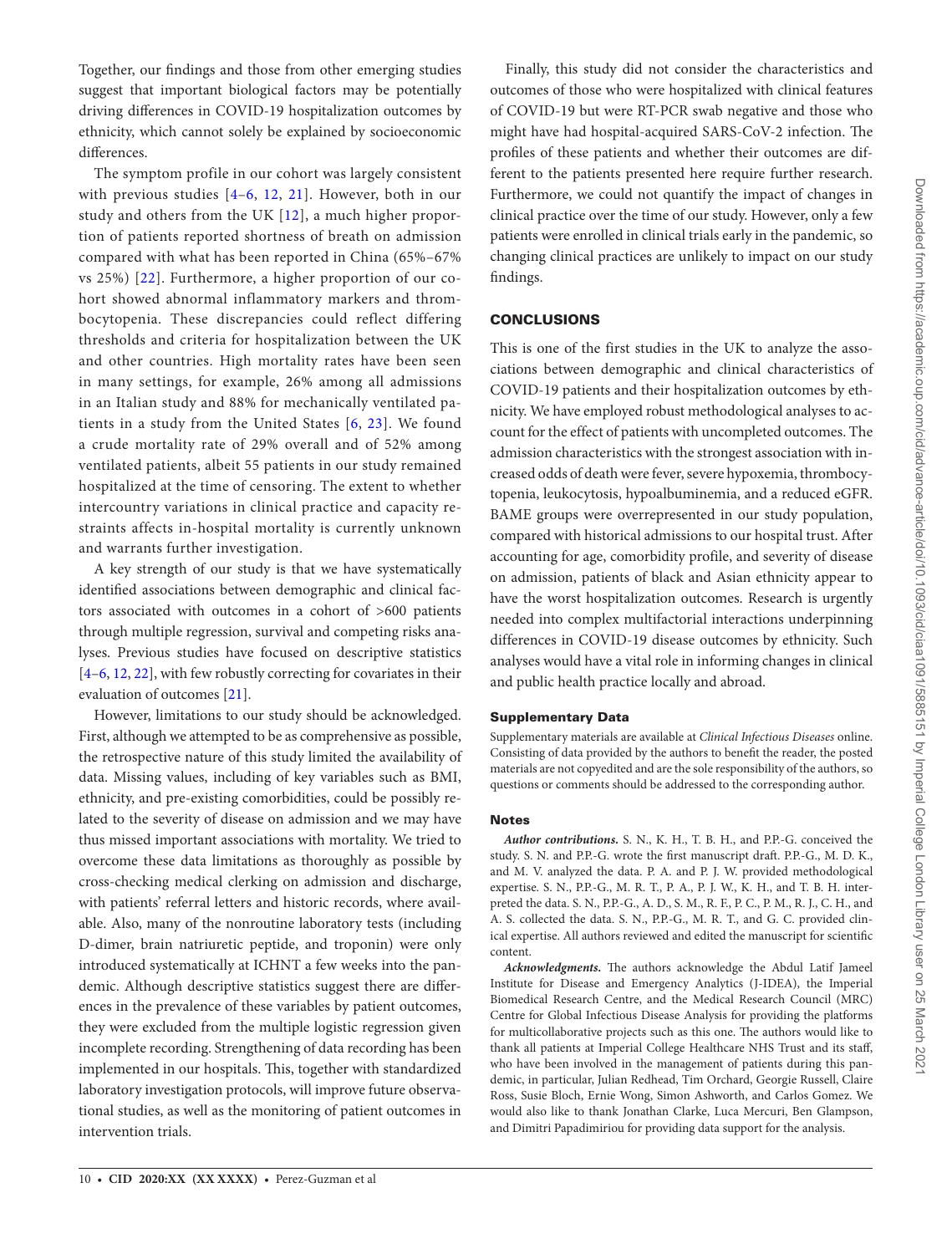Together, our findings and those from other emerging studies suggest that important biological factors may be potentially driving differences in COVID-19 hospitalization outcomes by ethnicity, which cannot solely be explained by socioeconomic differences.

The symptom profile in our cohort was largely consistent with previous studies [4–6, 12, 21]. However, both in our study and others from the UK [12], a much higher proportion of patients reported shortness of breath on admission compared with what has been reported in China (65%–67% vs 25%) [22]. Furthermore, a higher proportion of our cohort showed abnormal inflammatory markers and thrombocytopenia. These discrepancies could reflect differing thresholds and criteria for hospitalization between the UK and other countries. High mortality rates have been seen in many settings, for example, 26% among all admissions in an Italian study and 88% for mechanically ventilated patients in a study from the United States [6, 23]. We found a crude mortality rate of 29% overall and of 52% among ventilated patients, albeit 55 patients in our study remained hospitalized at the time of censoring. The extent to whether intercountry variations in clinical practice and capacity restraints affects in-hospital mortality is currently unknown and warrants further investigation.

A key strength of our study is that we have systematically identified associations between demographic and clinical factors associated with outcomes in a cohort of >600 patients through multiple regression, survival and competing risks analyses. Previous studies have focused on descriptive statistics [4–6, 12, 22], with few robustly correcting for covariates in their evaluation of outcomes [21].

However, limitations to our study should be acknowledged. First, although we attempted to be as comprehensive as possible, the retrospective nature of this study limited the availability of data. Missing values, including of key variables such as BMI, ethnicity, and pre-existing comorbidities, could be possibly related to the severity of disease on admission and we may have thus missed important associations with mortality. We tried to overcome these data limitations as thoroughly as possible by cross-checking medical clerking on admission and discharge, with patients' referral letters and historic records, where available. Also, many of the nonroutine laboratory tests (including D-dimer, brain natriuretic peptide, and troponin) were only introduced systematically at ICHNT a few weeks into the pandemic. Although descriptive statistics suggest there are differences in the prevalence of these variables by patient outcomes, they were excluded from the multiple logistic regression given incomplete recording. Strengthening of data recording has been implemented in our hospitals. This, together with standardized laboratory investigation protocols, will improve future observational studies, as well as the monitoring of patient outcomes in intervention trials.

Finally, this study did not consider the characteristics and outcomes of those who were hospitalized with clinical features of COVID-19 but were RT-PCR swab negative and those who might have had hospital-acquired SARS-CoV-2 infection. The profiles of these patients and whether their outcomes are different to the patients presented here require further research. Furthermore, we could not quantify the impact of changes in clinical practice over the time of our study. However, only a few patients were enrolled in clinical trials early in the pandemic, so changing clinical practices are unlikely to impact on our study findings.

## CONCLUSIONS

This is one of the first studies in the UK to analyze the associations between demographic and clinical characteristics of COVID-19 patients and their hospitalization outcomes by ethnicity. We have employed robust methodological analyses to account for the effect of patients with uncompleted outcomes. The admission characteristics with the strongest association with increased odds of death were fever, severe hypoxemia, thrombocytopenia, leukocytosis, hypoalbuminemia, and a reduced eGFR. BAME groups were overrepresented in our study population, compared with historical admissions to our hospital trust. After accounting for age, comorbidity profile, and severity of disease on admission, patients of black and Asian ethnicity appear to have the worst hospitalization outcomes. Research is urgently needed into complex multifactorial interactions underpinning differences in COVID-19 disease outcomes by ethnicity. Such analyses would have a vital role in informing changes in clinical and public health practice locally and abroad.

### Supplementary Data

Supplementary materials are available at *Clinical Infectious Diseases* online. Consisting of data provided by the authors to benefit the reader, the posted materials are not copyedited and are the sole responsibility of the authors, so questions or comments should be addressed to the corresponding author.

### Notes

***Author contributions.*** S. N., K. H., T. B. H., and P.P.-G. conceived the study. S. N. and P.P.-G. wrote the first manuscript draft. P.P.-G., M. D. K., and M. V. analyzed the data. P. A. and P. J. W. provided methodological expertise. S. N., P.P.-G., M. R. T., P. A., P. J. W., K. H., and T. B. H. interpreted the data. S. N., P.P.-G., A. D., S. M., R. F., P. C., P. M., R. J., C. H., and A. S. collected the data. S. N., P.P.-G., M. R. T., and G. C. provided clinical expertise. All authors reviewed and edited the manuscript for scientific content.

***Acknowledgments.*** The authors acknowledge the Abdul Latif Jameel Institute for Disease and Emergency Analytics (J-IDEA), the Imperial Biomedical Research Centre, and the Medical Research Council (MRC) Centre for Global Infectious Disease Analysis for providing the platforms for multicollaborative projects such as this one. The authors would like to thank all patients at Imperial College Healthcare NHS Trust and its staff, who have been involved in the management of patients during this pandemic, in particular, Julian Redhead, Tim Orchard, Georgie Russell, Claire Ross, Susie Bloch, Ernie Wong, Simon Ashworth, and Carlos Gomez. We would also like to thank Jonathan Clarke, Luca Mercuri, Ben Glampson, and Dimitri Papadimiriou for providing data support for the analysis.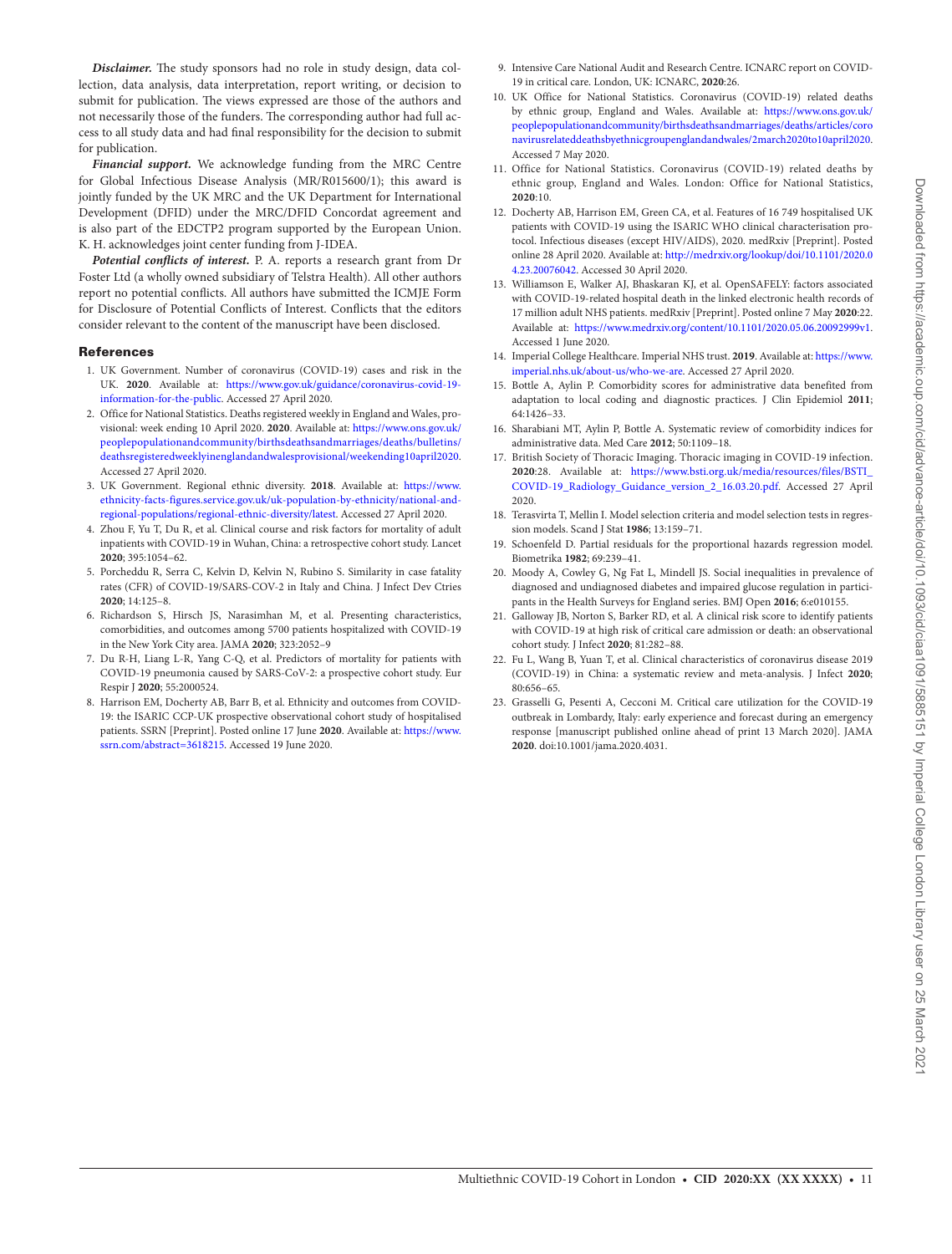***Disclaimer.*** The study sponsors had no role in study design, data collection, data analysis, data interpretation, report writing, or decision to submit for publication. The views expressed are those of the authors and not necessarily those of the funders. The corresponding author had full access to all study data and had final responsibility for the decision to submit for publication.

***Financial support.*** We acknowledge funding from the MRC Centre for Global Infectious Disease Analysis (MR/R015600/1); this award is jointly funded by the UK MRC and the UK Department for International Development (DFID) under the MRC/DFID Concordat agreement and is also part of the EDCTP2 program supported by the European Union. K. H. acknowledges joint center funding from J-IDEA.

***Potential conflicts of interest.*** P. A. reports a research grant from Dr Foster Ltd (a wholly owned subsidiary of Telstra Health). All other authors report no potential conflicts. All authors have submitted the ICMJE Form for Disclosure of Potential Conflicts of Interest. Conflicts that the editors consider relevant to the content of the manuscript have been disclosed.

## References

1. UK Government. Number of coronavirus (COVID-19) cases and risk in the UK. **2020**. Available at: https://www.gov.uk/guidance/coronavirus-covid-19-information-for-the-public. Accessed 27 April 2020.
2. Office for National Statistics. Deaths registered weekly in England and Wales, provisional: week ending 10 April 2020. **2020**. Available at: https://www.ons.gov.uk/peoplepopulationandcommunity/birthsdeathsandmarriages/deaths/bulletins/deathsregisteredweeklyinenglandandwalesprovisional/weekending10april2020. Accessed 27 April 2020.
3. UK Government. Regional ethnic diversity. **2018**. Available at: https://www.ethnicity-facts-figures.service.gov.uk/uk-population-by-ethnicity/national-and-regional-populations/regional-ethnic-diversity/latest. Accessed 27 April 2020.
4. Zhou F, Yu T, Du R, et al. Clinical course and risk factors for mortality of adult inpatients with COVID-19 in Wuhan, China: a retrospective cohort study. Lancet **2020**; 395:1054–62.
5. Porcheddu R, Serra C, Kelvin D, Kelvin N, Rubino S. Similarity in case fatality rates (CFR) of COVID-19/SARS-COV-2 in Italy and China. J Infect Dev Ctries **2020**; 14:125–8.
6. Richardson S, Hirsch JS, Narasimhan M, et al. Presenting characteristics, comorbidities, and outcomes among 5700 patients hospitalized with COVID-19 in the New York City area. JAMA **2020**; 323:2052–9
7. Du R-H, Liang L-R, Yang C-Q, et al. Predictors of mortality for patients with COVID-19 pneumonia caused by SARS-CoV-2: a prospective cohort study. Eur Respir J **2020**; 55:2000524.
8. Harrison EM, Docherty AB, Barr B, et al. Ethnicity and outcomes from COVID-19: the ISARIC CCP-UK prospective observational cohort study of hospitalised patients. SSRN [Preprint]. Posted online 17 June **2020**. Available at: https://www.ssrn.com/abstract=3618215. Accessed 19 June 2020.
9. Intensive Care National Audit and Research Centre. ICNARC report on COVID-19 in critical care. London, UK: ICNARC, **2020**:26.
10. UK Office for National Statistics. Coronavirus (COVID-19) related deaths by ethnic group, England and Wales. Available at: https://www.ons.gov.uk/peoplepopulationandcommunity/birthsdeathsandmarriages/deaths/articles/coronavirusrelateddeathsbyethnicgroupenglandandwales/2march2020to10april2020. Accessed 7 May 2020.
11. Office for National Statistics. Coronavirus (COVID-19) related deaths by ethnic group, England and Wales. London: Office for National Statistics, **2020**:10.
12. Docherty AB, Harrison EM, Green CA, et al. Features of 16 749 hospitalised UK patients with COVID-19 using the ISARIC WHO clinical characterisation protocol. Infectious diseases (except HIV/AIDS), 2020. medRxiv [Preprint]. Posted online 28 April 2020. Available at: http://medrxiv.org/lookup/doi/10.1101/2020.04.23.20076042. Accessed 30 April 2020.
13. Williamson E, Walker AJ, Bhaskaran KJ, et al. OpenSAFELY: factors associated with COVID-19-related hospital death in the linked electronic health records of 17 million adult NHS patients. medRxiv [Preprint]. Posted online 7 May **2020**:22. Available at: https://www.medrxiv.org/content/10.1101/2020.05.06.20092999v1. Accessed 1 June 2020.
14. Imperial College Healthcare. Imperial NHS trust. **2019**. Available at: https://www.imperial.nhs.uk/about-us/who-we-are. Accessed 27 April 2020.
15. Bottle A, Aylin P. Comorbidity scores for administrative data benefited from adaptation to local coding and diagnostic practices. J Clin Epidemiol **2011**; 64:1426–33.
16. Sharabiani MT, Aylin P, Bottle A. Systematic review of comorbidity indices for administrative data. Med Care **2012**; 50:1109–18.
17. British Society of Thoracic Imaging. Thoracic imaging in COVID-19 infection. **2020**:28. Available at: https://www.bsti.org.uk/media/resources/files/BSTI_COVID-19_Radiology_Guidance_version_2_16.03.20.pdf. Accessed 27 April 2020.
18. Terasvirta T, Mellin I. Model selection criteria and model selection tests in regression models. Scand J Stat **1986**; 13:159–71.
19. Schoenfeld D. Partial residuals for the proportional hazards regression model. Biometrika **1982**; 69:239–41.
20. Moody A, Cowley G, Ng Fat L, Mindell JS. Social inequalities in prevalence of diagnosed and undiagnosed diabetes and impaired glucose regulation in participants in the Health Surveys for England series. BMJ Open **2016**; 6:e010155.
21. Galloway JB, Norton S, Barker RD, et al. A clinical risk score to identify patients with COVID-19 at high risk of critical care admission or death: an observational cohort study. J Infect **2020**; 81:282–88.
22. Fu L, Wang B, Yuan T, et al. Clinical characteristics of coronavirus disease 2019 (COVID-19) in China: a systematic review and meta-analysis. J Infect **2020**; 80:656–65.
23. Grasselli G, Pesenti A, Cecconi M. Critical care utilization for the COVID-19 outbreak in Lombardy, Italy: early experience and forecast during an emergency response [manuscript published online ahead of print 13 March 2020]. JAMA **2020**. doi:10.1001/jama.2020.4031.